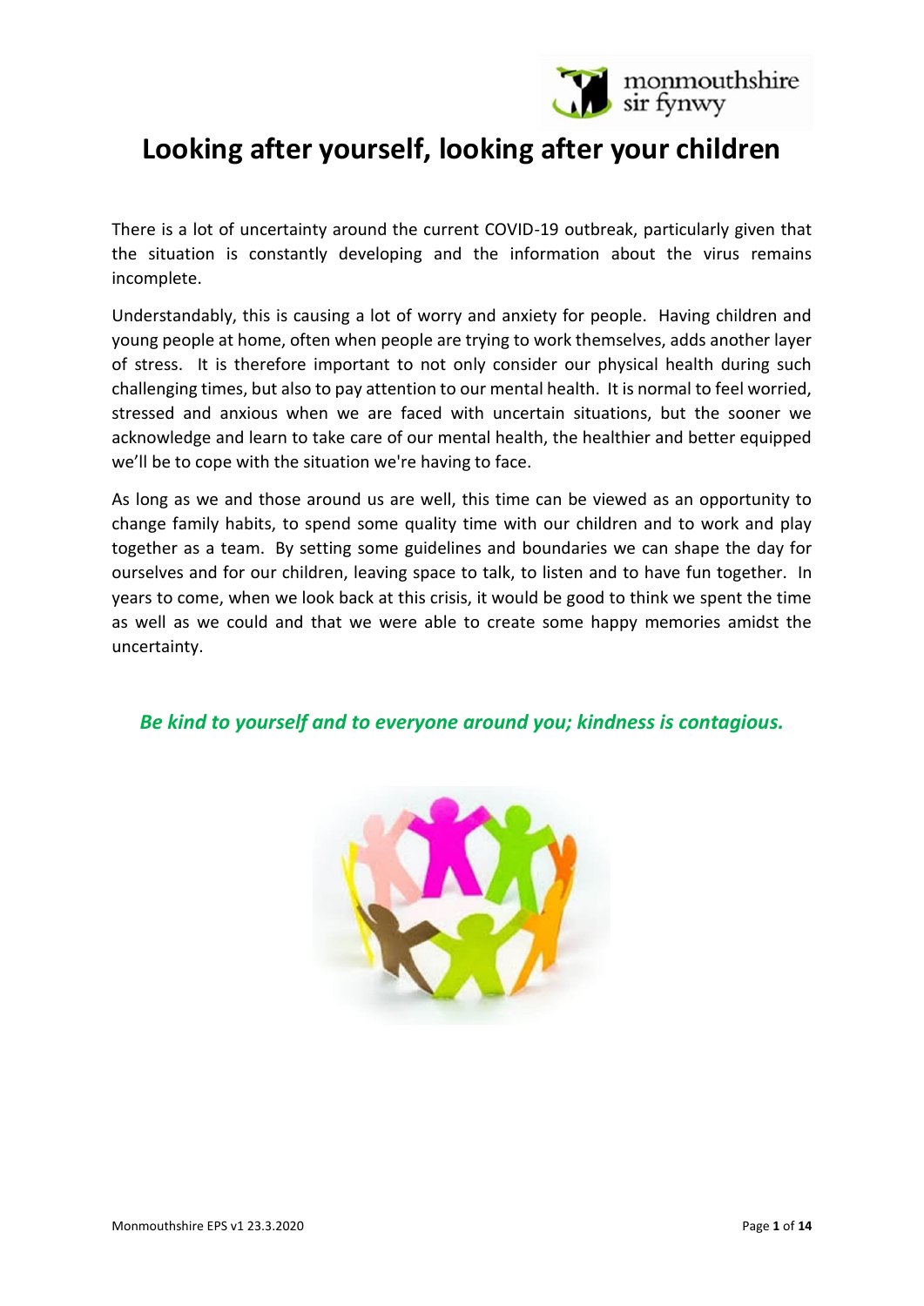# Looking after yourself, looking after your children

There is a lot of uncertainty around the current COVID-19 outbreak, particularly given that the situation is constantly developing and the information about the virus remains incomplete.

Understandably, this is causing a lot of worry and anxiety for people. Having children and young people at home, often when people are trying to work themselves, adds another layer of stress. It is therefore important to not only consider our physical health during such challenging times, but also to pay attention to our mental health. It is normal to feel worried, stressed and anxious when we are faced with uncertain situations, but the sooner we acknowledge and learn to take care of our mental health, the healthier and better equipped we'll be to cope with the situation we're having to face.

As long as we and those around us are well, this time can be viewed as an opportunity to change family habits, to spend some quality time with our children and to work and play together as a team. By setting some guidelines and boundaries we can shape the day for ourselves and for our children, leaving space to talk, to listen and to have fun together. In years to come, when we look back at this crisis, it would be good to think we spent the time as well as we could and that we were able to create some happy memories amidst the uncertainty.

***Be kind to yourself and to everyone around you; kindness is contagious.***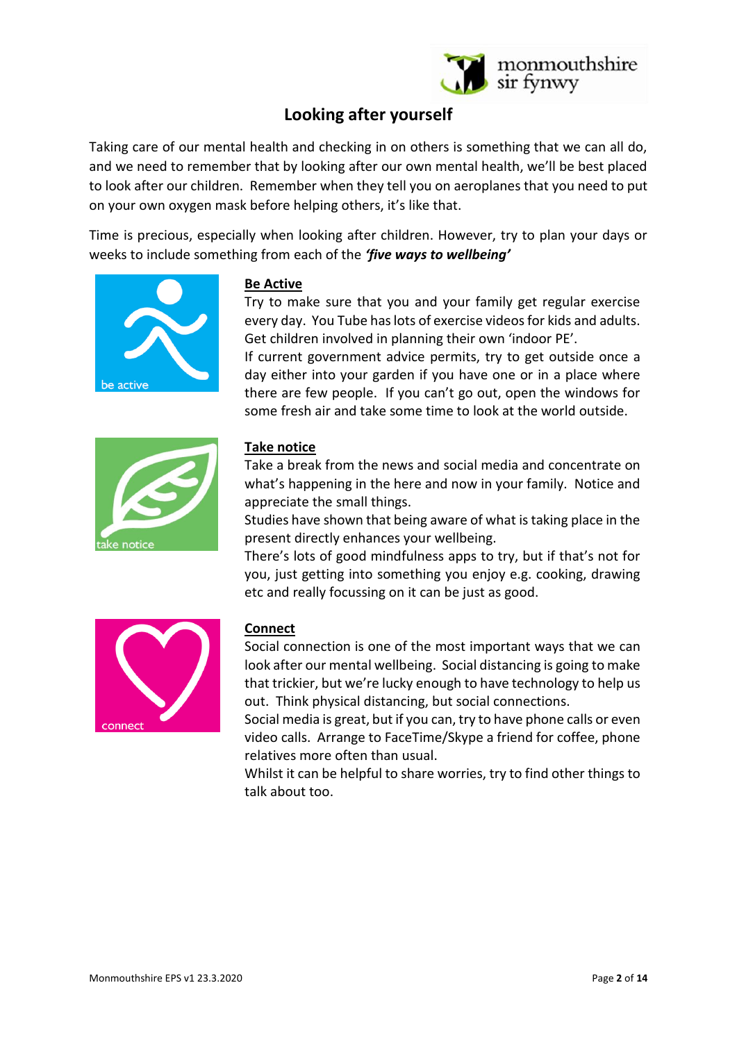# Looking after yourself

Taking care of our mental health and checking in on others is something that we can all do, and we need to remember that by looking after our own mental health, we'll be best placed to look after our children. Remember when they tell you on aeroplanes that you need to put on your own oxygen mask before helping others, it's like that.

Time is precious, especially when looking after children. However, try to plan your days or weeks to include something from each of the ***'five ways to wellbeing'***

be active

## Be Active

Try to make sure that you and your family get regular exercise every day. You Tube has lots of exercise videos for kids and adults. Get children involved in planning their own 'indoor PE'.

If current government advice permits, try to get outside once a day either into your garden if you have one or in a place where there are few people. If you can't go out, open the windows for some fresh air and take some time to look at the world outside.

take notice

## Take notice

Take a break from the news and social media and concentrate on what's happening in the here and now in your family. Notice and appreciate the small things.

Studies have shown that being aware of what is taking place in the present directly enhances your wellbeing.

There's lots of good mindfulness apps to try, but if that's not for you, just getting into something you enjoy e.g. cooking, drawing etc and really focussing on it can be just as good.

connect

## Connect

Social connection is one of the most important ways that we can look after our mental wellbeing. Social distancing is going to make that trickier, but we're lucky enough to have technology to help us out. Think physical distancing, but social connections.

Social media is great, but if you can, try to have phone calls or even video calls. Arrange to FaceTime/Skype a friend for coffee, phone relatives more often than usual.

Whilst it can be helpful to share worries, try to find other things to talk about too.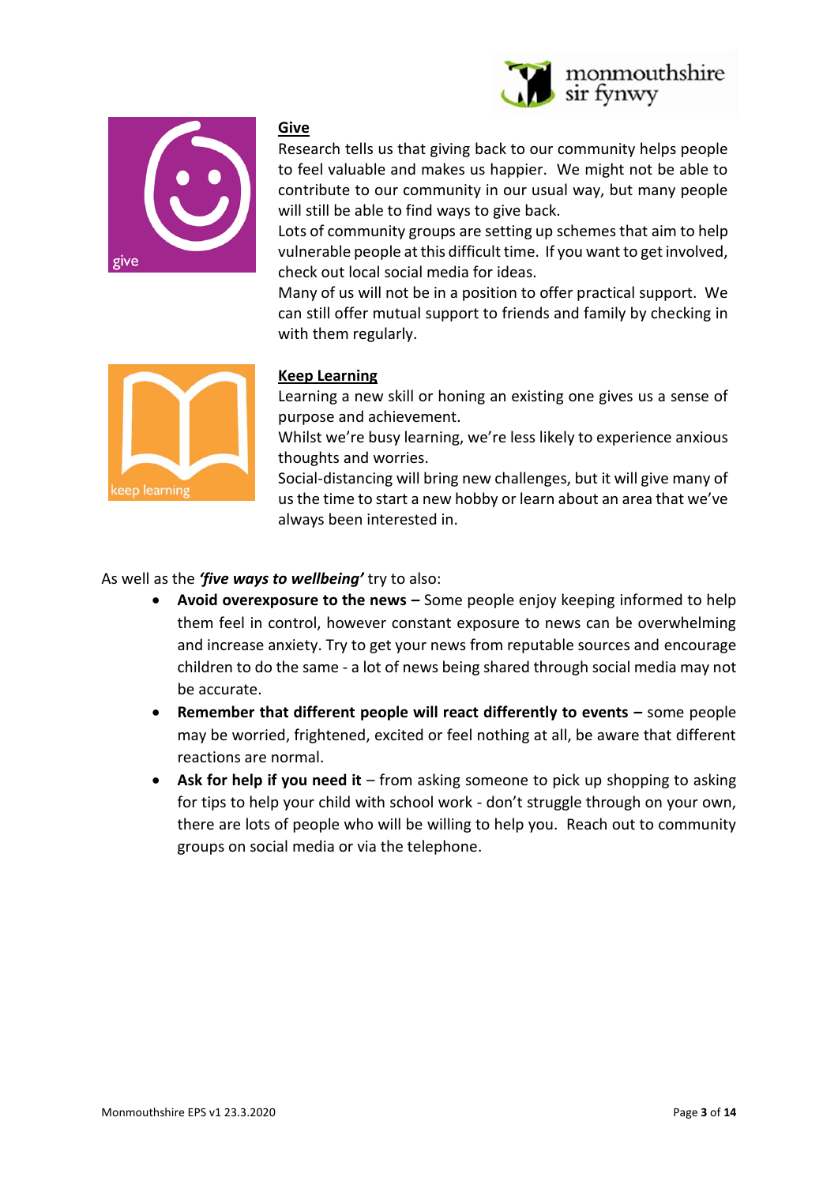**Give**

Research tells us that giving back to our community helps people to feel valuable and makes us happier. We might not be able to contribute to our community in our usual way, but many people will still be able to find ways to give back.

Lots of community groups are setting up schemes that aim to help vulnerable people at this difficult time. If you want to get involved, check out local social media for ideas.

Many of us will not be in a position to offer practical support. We can still offer mutual support to friends and family by checking in with them regularly.

**Keep Learning**

Learning a new skill or honing an existing one gives us a sense of purpose and achievement.

Whilst we're busy learning, we're less likely to experience anxious thoughts and worries.

Social-distancing will bring new challenges, but it will give many of us the time to start a new hobby or learn about an area that we've always been interested in.

As well as the ***'five ways to wellbeing'*** try to also:

- **Avoid overexposure to the news –** Some people enjoy keeping informed to help them feel in control, however constant exposure to news can be overwhelming and increase anxiety. Try to get your news from reputable sources and encourage children to do the same - a lot of news being shared through social media may not be accurate.
- **Remember that different people will react differently to events –** some people may be worried, frightened, excited or feel nothing at all, be aware that different reactions are normal.
- **Ask for help if you need it** – from asking someone to pick up shopping to asking for tips to help your child with school work - don't struggle through on your own, there are lots of people who will be willing to help you. Reach out to community groups on social media or via the telephone.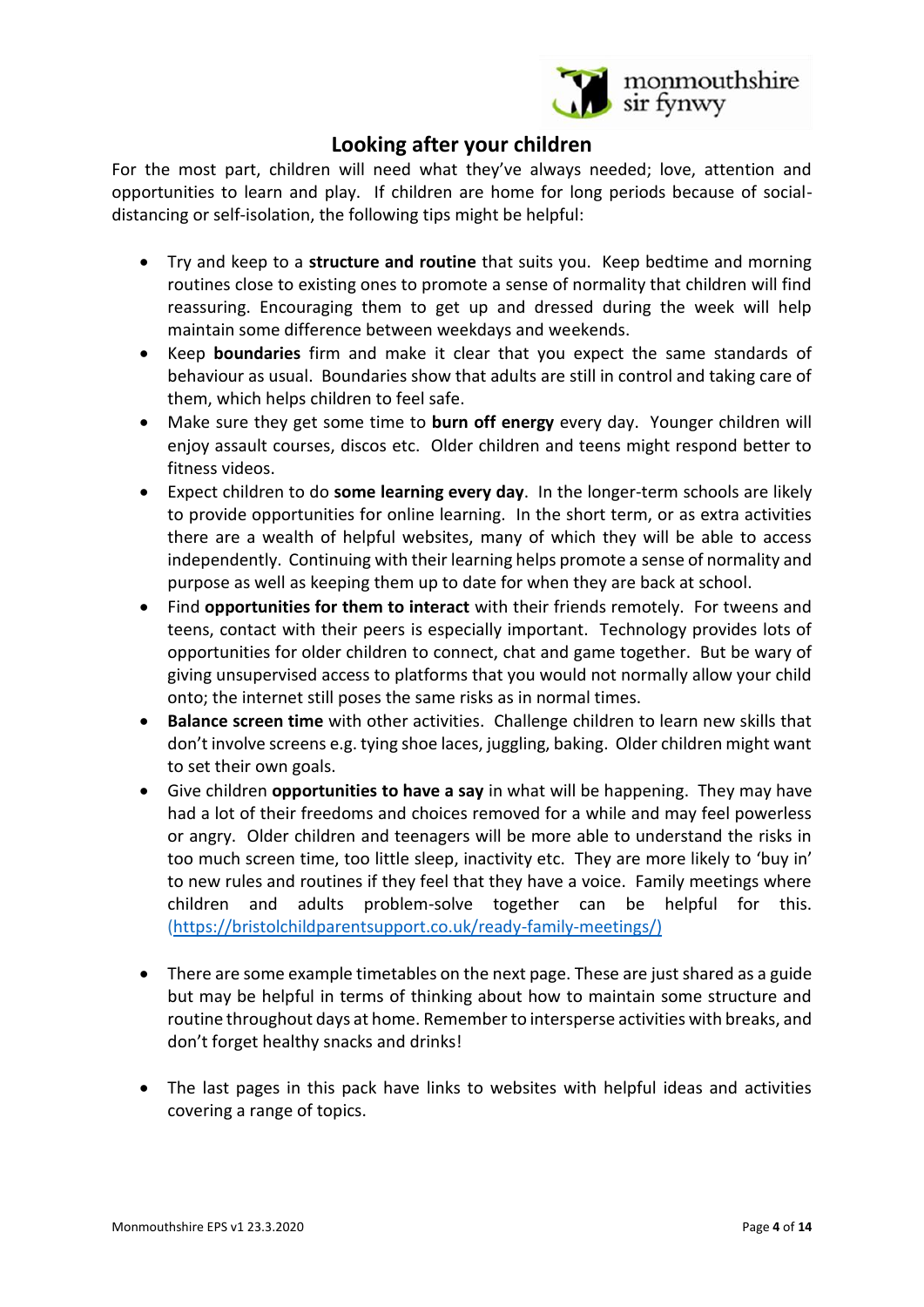# Looking after your children

For the most part, children will need what they've always needed; love, attention and opportunities to learn and play. If children are home for long periods because of social-distancing or self-isolation, the following tips might be helpful:

- Try and keep to a **structure and routine** that suits you. Keep bedtime and morning routines close to existing ones to promote a sense of normality that children will find reassuring. Encouraging them to get up and dressed during the week will help maintain some difference between weekdays and weekends.
- Keep **boundaries** firm and make it clear that you expect the same standards of behaviour as usual. Boundaries show that adults are still in control and taking care of them, which helps children to feel safe.
- Make sure they get some time to **burn off energy** every day. Younger children will enjoy assault courses, discos etc. Older children and teens might respond better to fitness videos.
- Expect children to do **some learning every day**. In the longer-term schools are likely to provide opportunities for online learning. In the short term, or as extra activities there are a wealth of helpful websites, many of which they will be able to access independently. Continuing with their learning helps promote a sense of normality and purpose as well as keeping them up to date for when they are back at school.
- Find **opportunities for them to interact** with their friends remotely. For tweens and teens, contact with their peers is especially important. Technology provides lots of opportunities for older children to connect, chat and game together. But be wary of giving unsupervised access to platforms that you would not normally allow your child onto; the internet still poses the same risks as in normal times.
- **Balance screen time** with other activities. Challenge children to learn new skills that don't involve screens e.g. tying shoe laces, juggling, baking. Older children might want to set their own goals.
- Give children **opportunities to have a say** in what will be happening. They may have had a lot of their freedoms and choices removed for a while and may feel powerless or angry. Older children and teenagers will be more able to understand the risks in too much screen time, too little sleep, inactivity etc. They are more likely to 'buy in' to new rules and routines if they feel that they have a voice. Family meetings where children and adults problem-solve together can be helpful for this. (https://bristolchildparentsupport.co.uk/ready-family-meetings/)

- There are some example timetables on the next page. These are just shared as a guide but may be helpful in terms of thinking about how to maintain some structure and routine throughout days at home. Remember to intersperse activities with breaks, and don't forget healthy snacks and drinks!

- The last pages in this pack have links to websites with helpful ideas and activities covering a range of topics.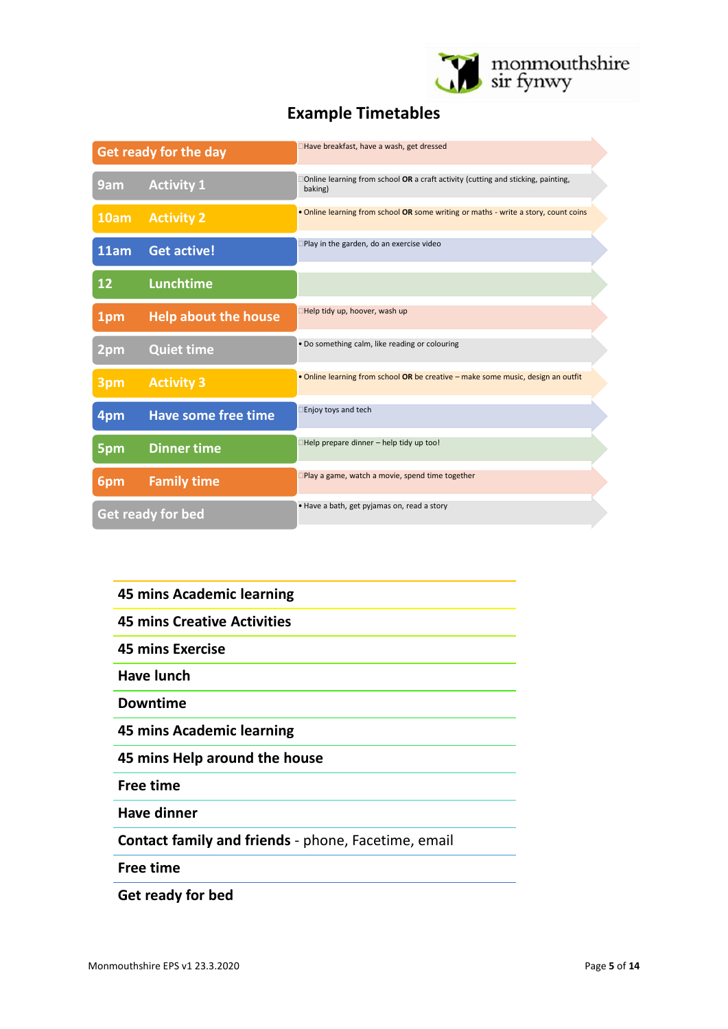# Example Timetables

| Time | Activity | Details |
|---|---|---|
| | Get ready for the day | Have breakfast, have a wash, get dressed |
| 9am | Activity 1 | Online learning from school **OR** a craft activity (cutting and sticking, painting, baking) |
| 10am | Activity 2 | Online learning from school **OR** some writing or maths - write a story, count coins |
| 11am | Get active! | Play in the garden, do an exercise video |
| 12 | Lunchtime | |
| 1pm | Help about the house | Help tidy up, hoover, wash up |
| 2pm | Quiet time | Do something calm, like reading or colouring |
| 3pm | Activity 3 | Online learning from school **OR** be creative – make some music, design an outfit |
| 4pm | Have some free time | Enjoy toys and tech |
| 5pm | Dinner time | Help prepare dinner – help tidy up too! |
| 6pm | Family time | Play a game, watch a movie, spend time together |
| | Get ready for bed | Have a bath, get pyjamas on, read a story |

| |
|---|
| **45 mins Academic learning** |
| **45 mins Creative Activities** |
| **45 mins Exercise** |
| **Have lunch** |
| **Downtime** |
| **45 mins Academic learning** |
| **45 mins Help around the house** |
| **Free time** |
| **Have dinner** |
| **Contact family and friends** - phone, Facetime, email |
| **Free time** |
| **Get ready for bed** |

Monmouthshire EPS v1 23.3.2020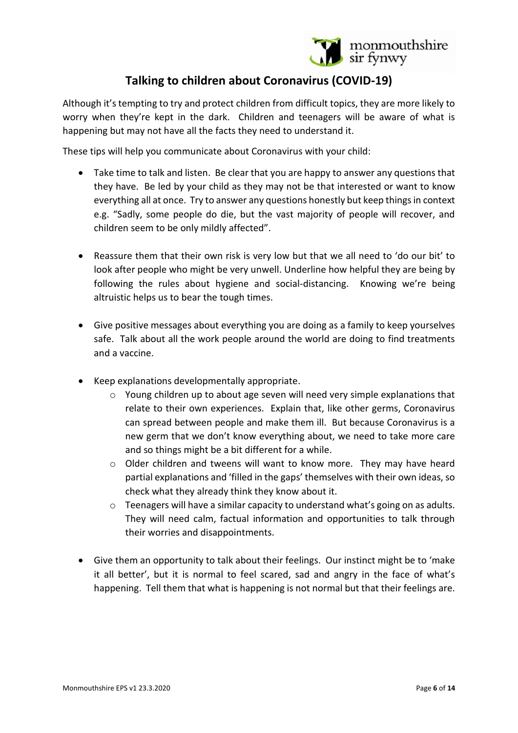## Talking to children about Coronavirus (COVID-19)

Although it's tempting to try and protect children from difficult topics, they are more likely to worry when they're kept in the dark. Children and teenagers will be aware of what is happening but may not have all the facts they need to understand it.

These tips will help you communicate about Coronavirus with your child:

- Take time to talk and listen. Be clear that you are happy to answer any questions that they have. Be led by your child as they may not be that interested or want to know everything all at once. Try to answer any questions honestly but keep things in context e.g. "Sadly, some people do die, but the vast majority of people will recover, and children seem to be only mildly affected".
- Reassure them that their own risk is very low but that we all need to 'do our bit' to look after people who might be very unwell. Underline how helpful they are being by following the rules about hygiene and social-distancing. Knowing we're being altruistic helps us to bear the tough times.
- Give positive messages about everything you are doing as a family to keep yourselves safe. Talk about all the work people around the world are doing to find treatments and a vaccine.
- Keep explanations developmentally appropriate.
  - Young children up to about age seven will need very simple explanations that relate to their own experiences. Explain that, like other germs, Coronavirus can spread between people and make them ill. But because Coronavirus is a new germ that we don't know everything about, we need to take more care and so things might be a bit different for a while.
  - Older children and tweens will want to know more. They may have heard partial explanations and 'filled in the gaps' themselves with their own ideas, so check what they already think they know about it.
  - Teenagers will have a similar capacity to understand what's going on as adults. They will need calm, factual information and opportunities to talk through their worries and disappointments.
- Give them an opportunity to talk about their feelings. Our instinct might be to 'make it all better', but it is normal to feel scared, sad and angry in the face of what's happening. Tell them that what is happening is not normal but that their feelings are.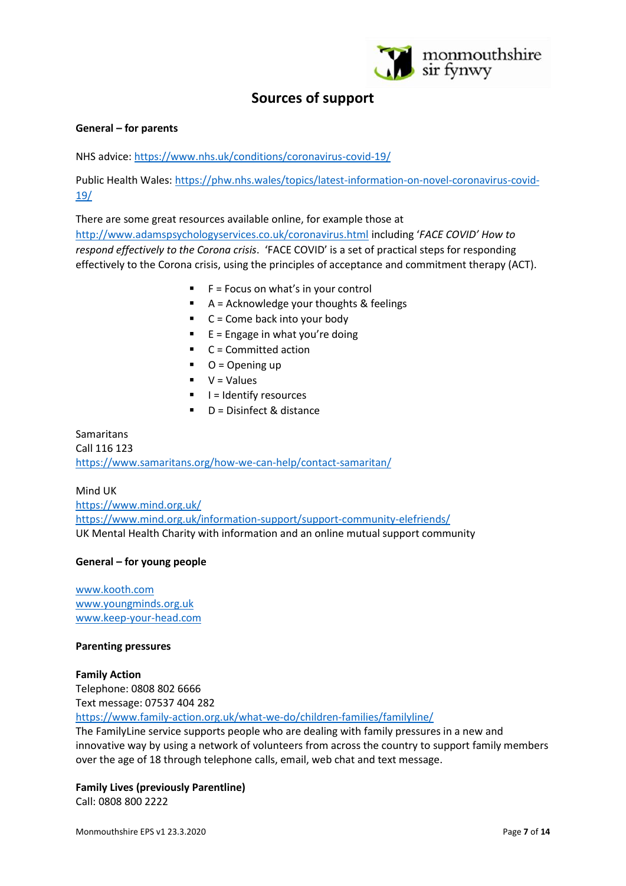# Sources of support

**General – for parents**

NHS advice: https://www.nhs.uk/conditions/coronavirus-covid-19/

Public Health Wales: https://phw.nhs.wales/topics/latest-information-on-novel-coronavirus-covid-19/

There are some great resources available online, for example those at http://www.adamspsychologyservices.co.uk/coronavirus.html including '*FACE COVID' How to respond effectively to the Corona crisis*. 'FACE COVID' is a set of practical steps for responding effectively to the Corona crisis, using the principles of acceptance and commitment therapy (ACT).

- F = Focus on what's in your control
- A = Acknowledge your thoughts & feelings
- C = Come back into your body
- E = Engage in what you're doing
- C = Committed action
- O = Opening up
- V = Values
- I = Identify resources
- D = Disinfect & distance

Samaritans
Call 116 123
https://www.samaritans.org/how-we-can-help/contact-samaritan/

Mind UK
https://www.mind.org.uk/
https://www.mind.org.uk/information-support/support-community-elefriends/
UK Mental Health Charity with information and an online mutual support community

**General – for young people**

www.kooth.com
www.youngminds.org.uk
www.keep-your-head.com

**Parenting pressures**

**Family Action**
Telephone: 0808 802 6666
Text message: 07537 404 282
https://www.family-action.org.uk/what-we-do/children-families/familyline/
The FamilyLine service supports people who are dealing with family pressures in a new and innovative way by using a network of volunteers from across the country to support family members over the age of 18 through telephone calls, email, web chat and text message.

**Family Lives (previously Parentline)**
Call: 0808 800 2222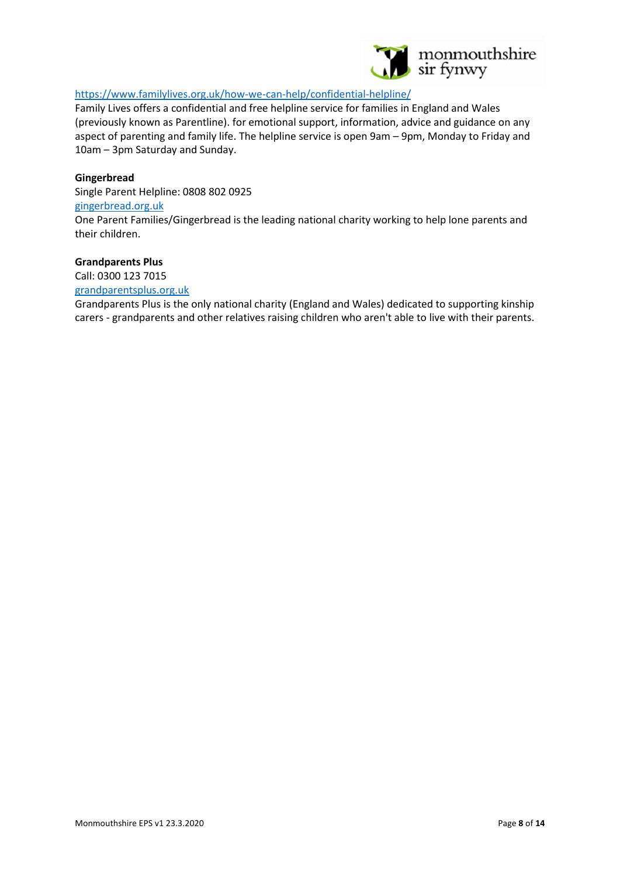https://www.familylives.org.uk/how-we-can-help/confidential-helpline/
Family Lives offers a confidential and free helpline service for families in England and Wales (previously known as Parentline). for emotional support, information, advice and guidance on any aspect of parenting and family life. The helpline service is open 9am – 9pm, Monday to Friday and 10am – 3pm Saturday and Sunday.

**Gingerbread**
Single Parent Helpline: 0808 802 0925
gingerbread.org.uk
One Parent Families/Gingerbread is the leading national charity working to help lone parents and their children.

**Grandparents Plus**
Call: 0300 123 7015
grandparentsplus.org.uk
Grandparents Plus is the only national charity (England and Wales) dedicated to supporting kinship carers - grandparents and other relatives raising children who aren't able to live with their parents.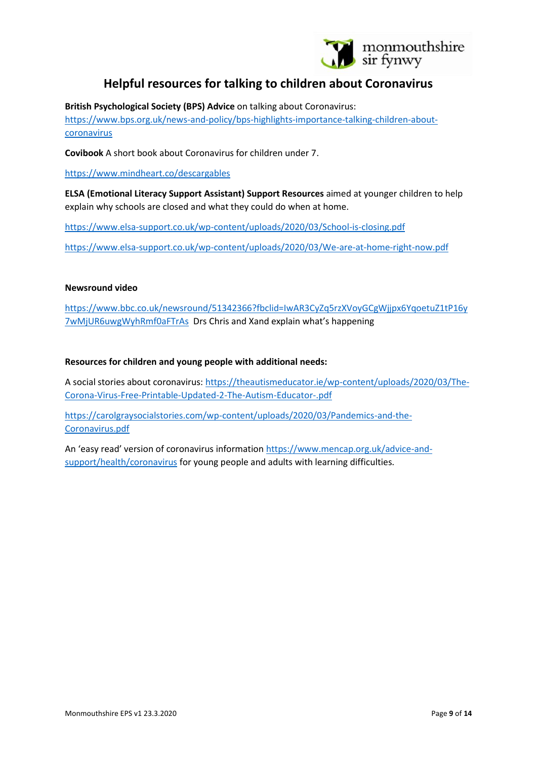# Helpful resources for talking to children about Coronavirus

**British Psychological Society (BPS) Advice** on talking about Coronavirus: https://www.bps.org.uk/news-and-policy/bps-highlights-importance-talking-children-about-coronavirus

**Covibook** A short book about Coronavirus for children under 7.

https://www.mindheart.co/descargables

**ELSA (Emotional Literacy Support Assistant) Support Resources** aimed at younger children to help explain why schools are closed and what they could do when at home.

https://www.elsa-support.co.uk/wp-content/uploads/2020/03/School-is-closing.pdf

https://www.elsa-support.co.uk/wp-content/uploads/2020/03/We-are-at-home-right-now.pdf

**Newsround video**

https://www.bbc.co.uk/newsround/51342366?fbclid=IwAR3CyZq5rzXVoyGCgWjjpx6YqoetuZ1tP16y7wMjUR6uwgWyhRmf0aFTrAs Drs Chris and Xand explain what's happening

**Resources for children and young people with additional needs:**

A social stories about coronavirus: https://theautismeducator.ie/wp-content/uploads/2020/03/The-Corona-Virus-Free-Printable-Updated-2-The-Autism-Educator-.pdf

https://carolgraysocialstories.com/wp-content/uploads/2020/03/Pandemics-and-the-Coronavirus.pdf

An 'easy read' version of coronavirus information https://www.mencap.org.uk/advice-and-support/health/coronavirus for young people and adults with learning difficulties.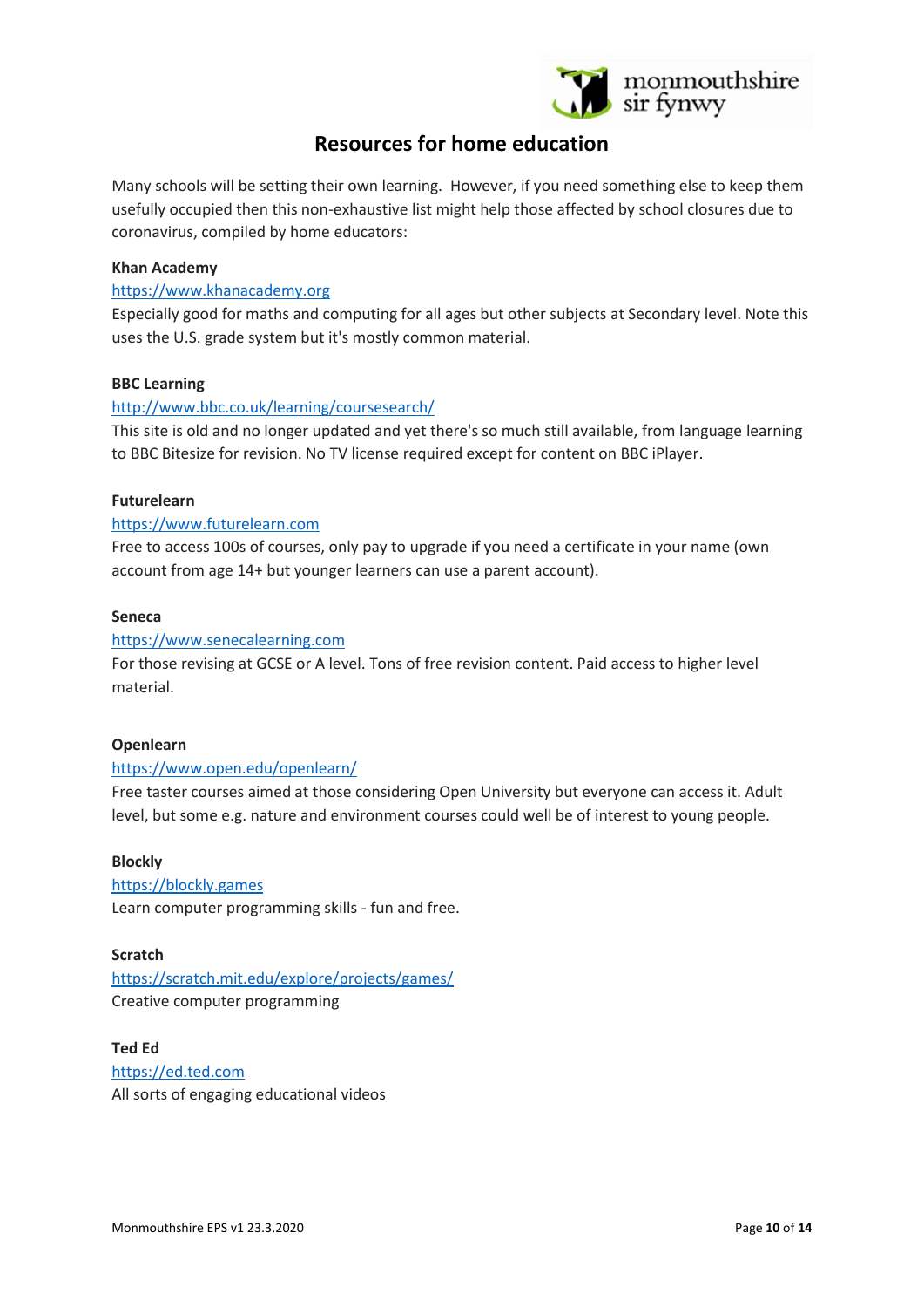# Resources for home education

Many schools will be setting their own learning. However, if you need something else to keep them usefully occupied then this non-exhaustive list might help those affected by school closures due to coronavirus, compiled by home educators:

**Khan Academy**

https://www.khanacademy.org

Especially good for maths and computing for all ages but other subjects at Secondary level. Note this uses the U.S. grade system but it's mostly common material.

**BBC Learning**

http://www.bbc.co.uk/learning/coursesearch/

This site is old and no longer updated and yet there's so much still available, from language learning to BBC Bitesize for revision. No TV license required except for content on BBC iPlayer.

**Futurelearn**

https://www.futurelearn.com

Free to access 100s of courses, only pay to upgrade if you need a certificate in your name (own account from age 14+ but younger learners can use a parent account).

**Seneca**

https://www.senecalearning.com

For those revising at GCSE or A level. Tons of free revision content. Paid access to higher level material.

**Openlearn**

https://www.open.edu/openlearn/

Free taster courses aimed at those considering Open University but everyone can access it. Adult level, but some e.g. nature and environment courses could well be of interest to young people.

**Blockly**

https://blockly.games

Learn computer programming skills - fun and free.

**Scratch**

https://scratch.mit.edu/explore/projects/games/

Creative computer programming

**Ted Ed**

https://ed.ted.com

All sorts of engaging educational videos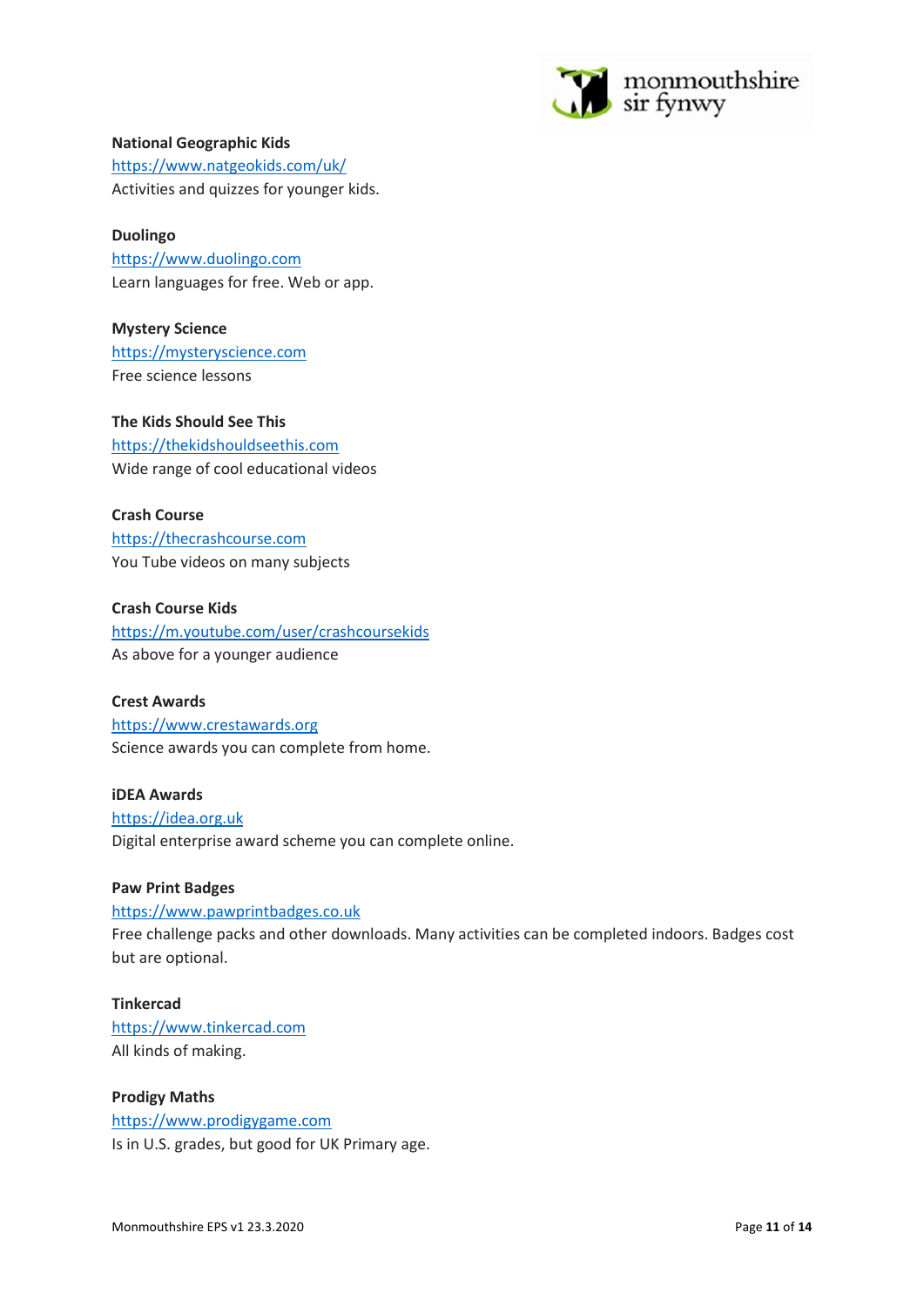**National Geographic Kids**
https://www.natgeokids.com/uk/
Activities and quizzes for younger kids.

**Duolingo**
https://www.duolingo.com
Learn languages for free. Web or app.

**Mystery Science**
https://mysteryscience.com
Free science lessons

**The Kids Should See This**
https://thekidshouldseethis.com
Wide range of cool educational videos

**Crash Course**
https://thecrashcourse.com
You Tube videos on many subjects

**Crash Course Kids**
https://m.youtube.com/user/crashcoursekids
As above for a younger audience

**Crest Awards**
https://www.crestawards.org
Science awards you can complete from home.

**iDEA Awards**
https://idea.org.uk
Digital enterprise award scheme you can complete online.

**Paw Print Badges**
https://www.pawprintbadges.co.uk
Free challenge packs and other downloads. Many activities can be completed indoors. Badges cost but are optional.

**Tinkercad**
https://www.tinkercad.com
All kinds of making.

**Prodigy Maths**
https://www.prodigygame.com
Is in U.S. grades, but good for UK Primary age.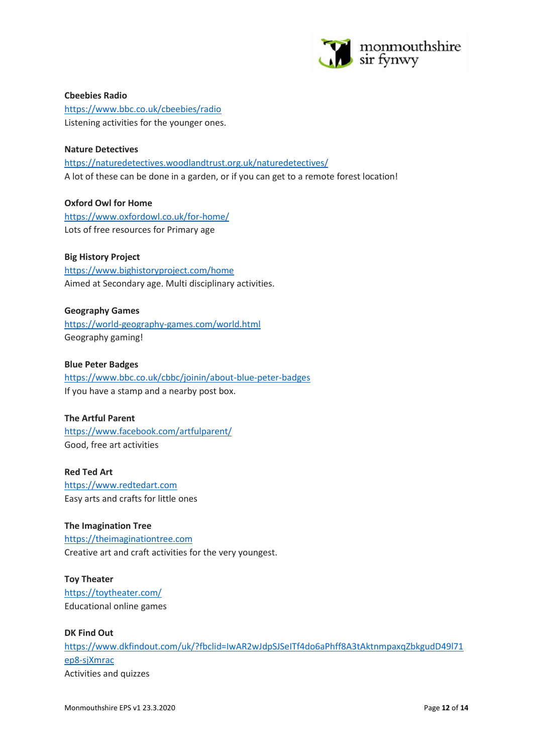**Cbeebies Radio**
https://www.bbc.co.uk/cbeebies/radio
Listening activities for the younger ones.

**Nature Detectives**
https://naturedetectives.woodlandtrust.org.uk/naturedetectives/
A lot of these can be done in a garden, or if you can get to a remote forest location!

**Oxford Owl for Home**
https://www.oxfordowl.co.uk/for-home/
Lots of free resources for Primary age

**Big History Project**
https://www.bighistoryproject.com/home
Aimed at Secondary age. Multi disciplinary activities.

**Geography Games**
https://world-geography-games.com/world.html
Geography gaming!

**Blue Peter Badges**
https://www.bbc.co.uk/cbbc/joinin/about-blue-peter-badges
If you have a stamp and a nearby post box.

**The Artful Parent**
https://www.facebook.com/artfulparent/
Good, free art activities

**Red Ted Art**
https://www.redtedart.com
Easy arts and crafts for little ones

**The Imagination Tree**
https://theimaginationtree.com
Creative art and craft activities for the very youngest.

**Toy Theater**
https://toytheater.com/
Educational online games

**DK Find Out**
https://www.dkfindout.com/uk/?fbclid=IwAR2wJdpSJSeITf4do6aPhff8A3tAktnmpaxqZbkgudD49l71ep8-sjXmrac
Activities and quizzes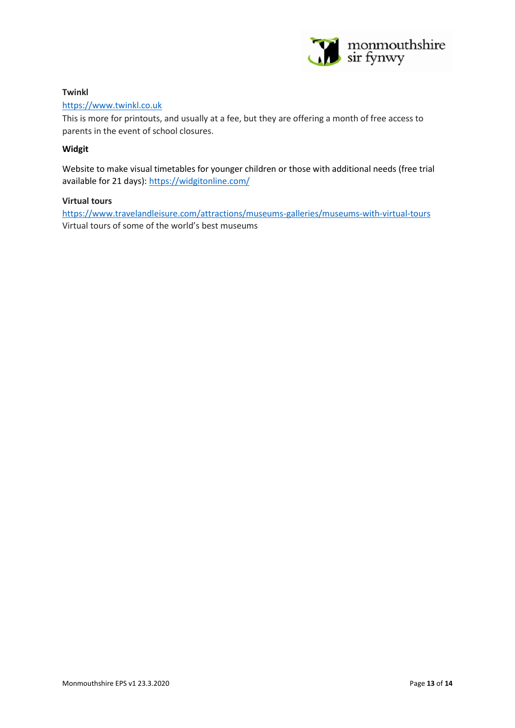**Twinkl**

https://www.twinkl.co.uk
This is more for printouts, and usually at a fee, but they are offering a month of free access to parents in the event of school closures.

**Widgit**

Website to make visual timetables for younger children or those with additional needs (free trial available for 21 days): https://widgitonline.com/

**Virtual tours**

https://www.travelandleisure.com/attractions/museums-galleries/museums-with-virtual-tours
Virtual tours of some of the world's best museums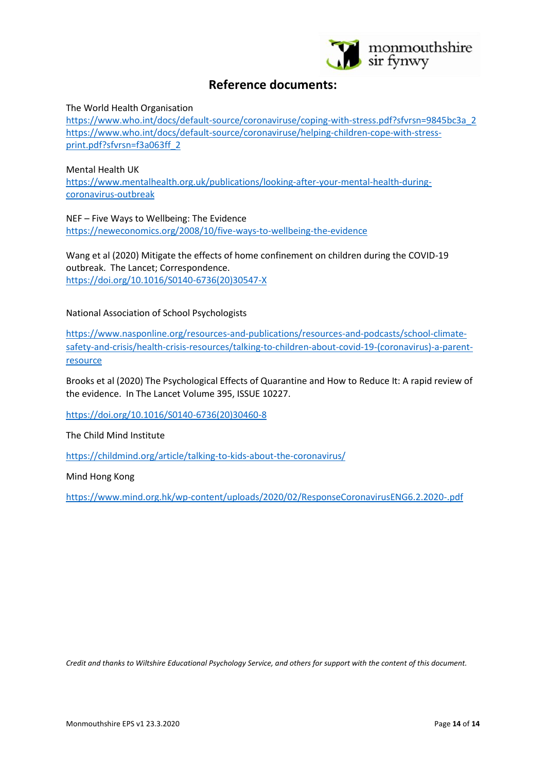# Reference documents:

The World Health Organisation

https://www.who.int/docs/default-source/coronaviruse/coping-with-stress.pdf?sfvrsn=9845bc3a_2
https://www.who.int/docs/default-source/coronaviruse/helping-children-cope-with-stress-print.pdf?sfvrsn=f3a063ff_2

Mental Health UK

https://www.mentalhealth.org.uk/publications/looking-after-your-mental-health-during-coronavirus-outbreak

NEF – Five Ways to Wellbeing: The Evidence

https://neweconomics.org/2008/10/five-ways-to-wellbeing-the-evidence

Wang et al (2020) Mitigate the effects of home confinement on children during the COVID-19 outbreak. The Lancet; Correspondence.

https://doi.org/10.1016/S0140-6736(20)30547-X

National Association of School Psychologists

https://www.nasponline.org/resources-and-publications/resources-and-podcasts/school-climate-safety-and-crisis/health-crisis-resources/talking-to-children-about-covid-19-(coronavirus)-a-parent-resource

Brooks et al (2020) The Psychological Effects of Quarantine and How to Reduce It: A rapid review of the evidence. In The Lancet Volume 395, ISSUE 10227.

https://doi.org/10.1016/S0140-6736(20)30460-8

The Child Mind Institute

https://childmind.org/article/talking-to-kids-about-the-coronavirus/

Mind Hong Kong

https://www.mind.org.hk/wp-content/uploads/2020/02/ResponseCoronavirusENG6.2.2020-.pdf

*Credit and thanks to Wiltshire Educational Psychology Service, and others for support with the content of this document.*